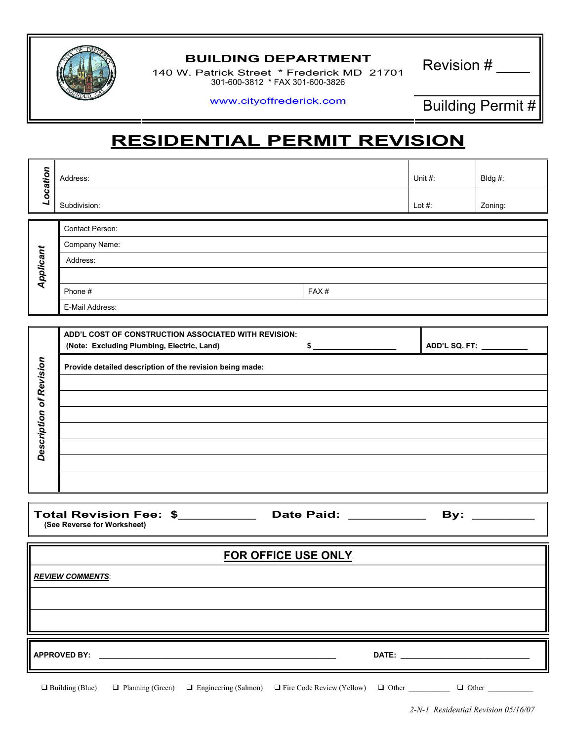**BUILDING DEPARTMENT**
140 W. Patrick Street * Frederick MD 21701
301-600-3812 * FAX 301-600-3826

www.cityoffrederick.com

Revision # _____

Building Permit #

# RESIDENTIAL PERMIT REVISION

| *Location* | | | |
|---|---|---|---|
| | Address: | Unit #: | Bldg #: |
| | Subdivision: | Lot #: | Zoning: |

| *Applicant* | | |
|---|---|---|
| | Contact Person: | |
| | Company Name: | |
| | Address: | |
| | | |
| | Phone # | FAX # |
| | E-Mail Address: | |

| *Description of Revision* | | |
|---|---|---|
| | **ADD'L COST OF CONSTRUCTION ASSOCIATED WITH REVISION: (Note: Excluding Plumbing, Electric, Land) $ ____________________** | **ADD'L SQ. FT: ___________** |
| | **Provide detailed description of the revision being made:** | |
| | | |
| | | |
| | | |
| | | |
| | | |
| | | |
| | | |

**Total Revision Fee: $____________ Date Paid: ____________ By: __________**
**(See Reverse for Worksheet)**

## FOR OFFICE USE ONLY

***REVIEW COMMENTS***:

&nbsp;

&nbsp;

**APPROVED BY:** ________________________________________ **DATE:** ______________________

❑ Building (Blue) ❑ Planning (Green) ❑ Engineering (Salmon) ❑ Fire Code Review (Yellow) ❑ Other __________ ❑ Other ___________

*2-N-1 Residential Revision 05/16/07*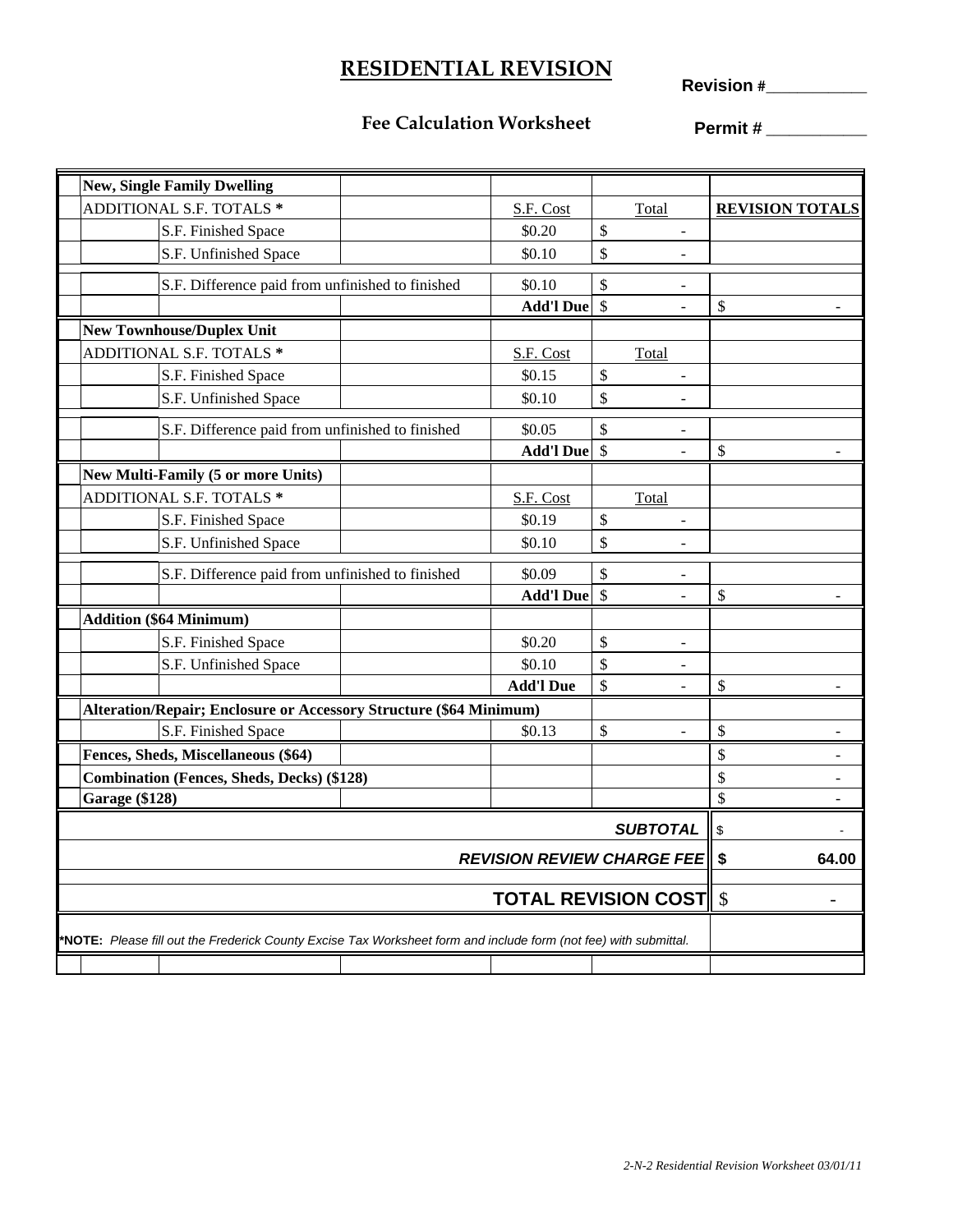# RESIDENTIAL REVISION

**Revision #**___________

## Fee Calculation Worksheet

**Permit #** ___________

| | | | | | | |
|---|---|---|---|---|---|---|
| | **New, Single Family Dwelling** | | | | | |
| | ADDITIONAL S.F. TOTALS * | | | S.F. Cost | Total | **REVISION TOTALS** |
| | | S.F. Finished Space | | $0.20 | $ - | |
| | | S.F. Unfinished Space | | $0.10 | $ - | |
| | | S.F. Difference paid from unfinished to finished | | $0.10 | $ - | |
| | | | | **Add'l Due** | $ - | $ - |
| | **New Townhouse/Duplex Unit** | | | | | |
| | ADDITIONAL S.F. TOTALS * | | | S.F. Cost | Total | |
| | | S.F. Finished Space | | $0.15 | $ - | |
| | | S.F. Unfinished Space | | $0.10 | $ - | |
| | | S.F. Difference paid from unfinished to finished | | $0.05 | $ - | |
| | | | | **Add'l Due** | $ - | $ - |
| | **New Multi-Family (5 or more Units)** | | | | | |
| | ADDITIONAL S.F. TOTALS * | | | S.F. Cost | Total | |
| | | S.F. Finished Space | | $0.19 | $ - | |
| | | S.F. Unfinished Space | | $0.10 | $ - | |
| | | S.F. Difference paid from unfinished to finished | | $0.09 | $ - | |
| | | | | **Add'l Due** | $ - | $ - |
| | **Addition ($64 Minimum)** | | | | | |
| | | S.F. Finished Space | | $0.20 | $ - | |
| | | S.F. Unfinished Space | | $0.10 | $ - | |
| | | | | **Add'l Due** | $ - | $ - |
| | **Alteration/Repair; Enclosure or Accessory Structure ($64 Minimum)** | | | | | |
| | | S.F. Finished Space | | $0.13 | $ - | $ - |
| | **Fences, Sheds, Miscellaneous ($64)** | | | | | $ - |
| | **Combination (Fences, Sheds, Decks) ($128)** | | | | | $ - |
| | **Garage ($128)** | | | | | $ - |
| | | | | | ***SUBTOTAL*** | $ - |
| | | | | | ***REVISION REVIEW CHARGE FEE*** | **$ 64.00** |
| | | | | | **TOTAL REVISION COST** | $ - |

***NOTE:** *Please fill out the Frederick County Excise Tax Worksheet form and include form (not fee) with submittal.*

*2-N-2 Residential Revision Worksheet 03/01/11*